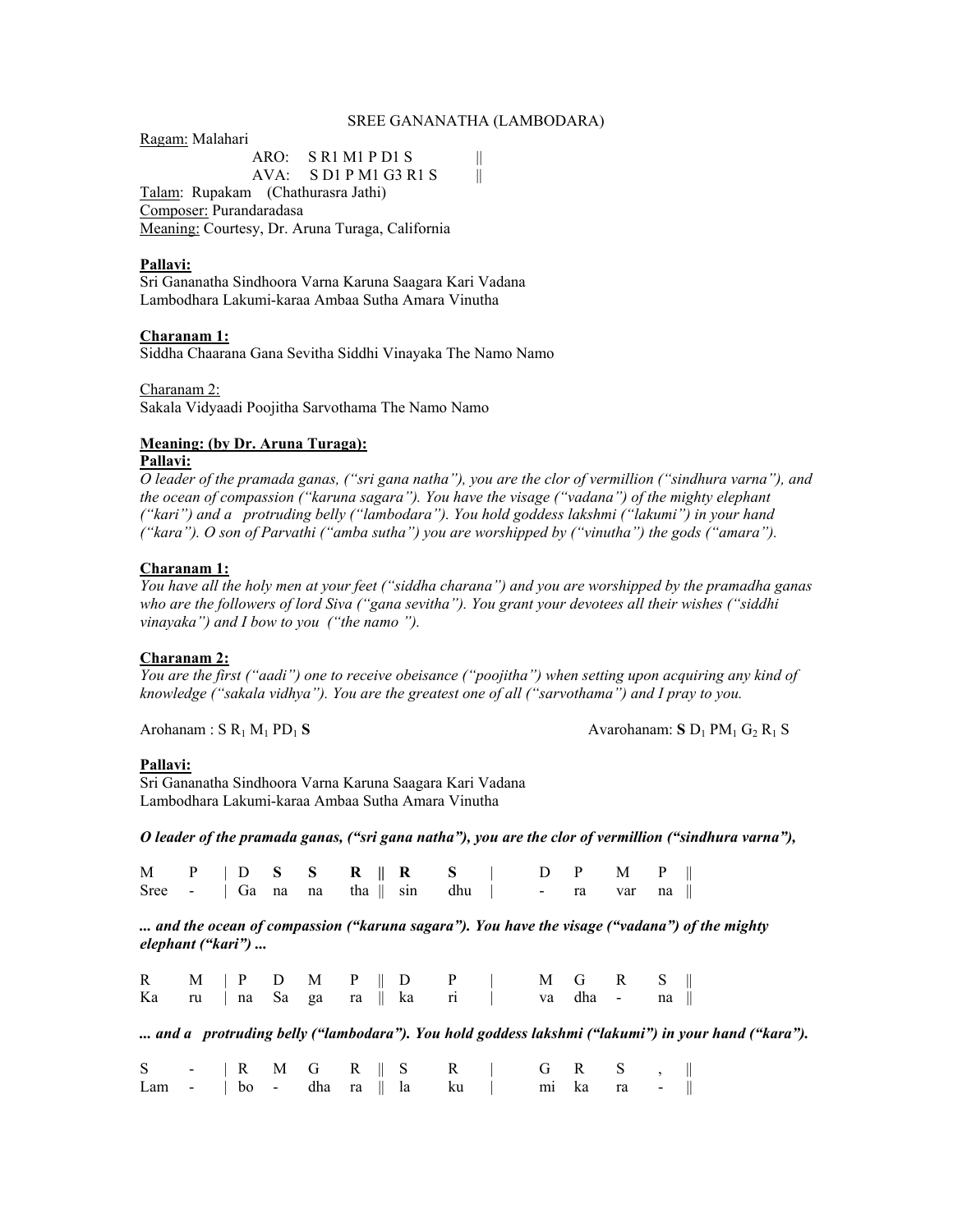SREE GANANATHA (LAMBODARA)

Ragam: Malahari

ARO: S R1 M1 P D1 S ||

AVA: S D1 P M1 G3 R1 S ||

Talam: Rupakam (Chathurasra Jathi)

Composer: Purandaradasa

Meaning: Courtesy, Dr. Aruna Turaga, California

**Pallavi:**

Sri Gananatha Sindhoora Varna Karuna Saagara Kari Vadana
Lambodhara Lakumi-karaa Ambaa Sutha Amara Vinutha

**Charanam 1:**

Siddha Chaarana Gana Sevitha Siddhi Vinayaka The Namo Namo

Charanam 2:

Sakala Vidyaadi Poojitha Sarvothama The Namo Namo

**Meaning: (by Dr. Aruna Turaga):**

**Pallavi:**

*O leader of the pramada ganas, ("sri gana natha"), you are the clor of vermillion ("sindhura varna"), and the ocean of compassion ("karuna sagara"). You have the visage ("vadana") of the mighty elephant ("kari") and a protruding belly ("lambodara"). You hold goddess lakshmi ("lakumi") in your hand ("kara"). O son of Parvathi ("amba sutha") you are worshipped by ("vinutha") the gods ("amara").*

**Charanam 1:**

*You have all the holy men at your feet ("siddha charana") and you are worshipped by the pramadha ganas who are the followers of lord Siva ("gana sevitha"). You grant your devotees all their wishes ("siddhi vinayaka") and I bow to you ("the namo ").*

**Charanam 2:**

*You are the first ("aadi") one to receive obeisance ("poojitha") when setting upon acquiring any kind of knowledge ("sakala vidhya"). You are the greatest one of all ("sarvothama") and I pray to you.*

Arohanam : S $R_1$ $M_1$ $PD_1$ **S**  Avarohanam: **S** $D_1$ $PM_1$ $G_2$ $R_1$ S

**Pallavi:**

Sri Gananatha Sindhoora Varna Karuna Saagara Kari Vadana
Lambodhara Lakumi-karaa Ambaa Sutha Amara Vinutha

***O leader of the pramada ganas, ("sri gana natha"), you are the clor of vermillion ("sindhura varna"),***

| M | P | \| D | **S** | **S** | **R** | \|\| **R** | **S** | \| | D | P | M | P \|\| |
|---|---|---|---|---|---|---|---|---|---|---|---|---|
| Sree | - | \| Ga | na | na | tha | \|\| sin | dhu | \| | - | ra | var | na \|\| |

***... and the ocean of compassion ("karuna sagara"). You have the visage ("vadana") of the mighty elephant ("kari") ...***

| R | M | \| P | D | M | P | \|\| D | P | \| | M | G | R | S \|\| |
|---|---|---|---|---|---|---|---|---|---|---|---|---|
| Ka | ru | \| na | Sa | ga | ra | \|\| ka | ri | \| | va | dha | - | na \|\| |

***... and a protruding belly ("lambodara"). You hold goddess lakshmi ("lakumi") in your hand ("kara").***

| S | - | \| R | M | G | R | \|\| S | R | \| | G | R | S | , \|\| |
|---|---|---|---|---|---|---|---|---|---|---|---|---|
| Lam | - | \| bo | - | dha | ra | \|\| la | ku | \| | mi | ka | ra | - \|\| |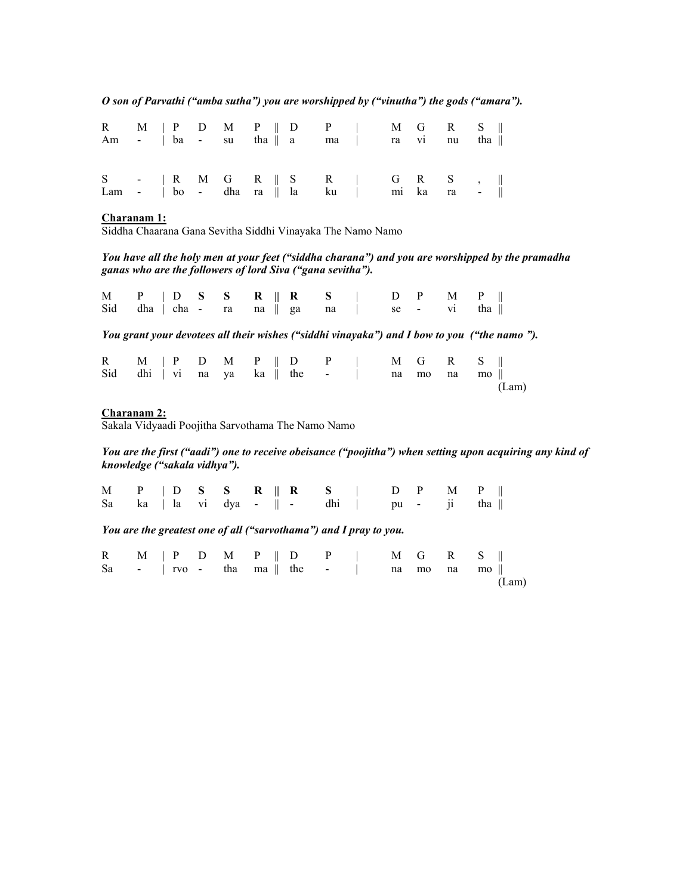***O son of Parvathi ("amba sutha") you are worshipped by ("vinutha") the gods ("amara").***

| | | | | | | | | | | | | |
|---|---|---|---|---|---|---|---|---|---|---|---|---|
| R | M | \| P | D | M | P \|\| | D | P \| | M | G | R | S \|\| | |
| Am | - | \| ba | - | su | tha \|\| | a | ma \| | ra | vi | nu | tha \|\| | |

| | | | | | | | | | | | |
|---|---|---|---|---|---|---|---|---|---|---|---|
| S | - | \| R | M | G | R \|\| | S | R \| | G | R | S | , \|\| |
| Lam | - | \| bo | - | dha | ra \|\| | la | ku \| | mi | ka | ra | - \|\| |

**Charanam 1:**

Siddha Chaarana Gana Sevitha Siddhi Vinayaka The Namo Namo

***You have all the holy men at your feet ("siddha charana") and you are worshipped by the pramadha ganas who are the followers of lord Siva ("gana sevitha").***

| | | | | | | | | | | | |
|---|---|---|---|---|---|---|---|---|---|---|---|
| M | P | \| D | **S** | **S** | **R** \|\| | **R** | **S** \| | D | P | M | P \|\| |
| Sid | dha | \| cha | - | ra | na \|\| | ga | na \| | se | - | vi | tha \|\| |

***You grant your devotees all their wishes ("siddhi vinayaka") and I bow to you ("the namo ").***

| | | | | | | | | | | | |
|---|---|---|---|---|---|---|---|---|---|---|---|
| R | M | \| P | D | M | P \|\| | D | P \| | M | G | R | S \|\| |
| Sid | dhi | \| vi | na | ya | ka \|\| | the | - \| | na | mo | na | mo \|\| |
| | | | | | | | | | | | (Lam) |

**Charanam 2:**

Sakala Vidyaadi Poojitha Sarvothama The Namo Namo

***You are the first ("aadi") one to receive obeisance ("poojitha") when setting upon acquiring any kind of knowledge ("sakala vidhya").***

| | | | | | | | | | | | |
|---|---|---|---|---|---|---|---|---|---|---|---|
| M | P | \| D | **S** | **S** | **R** \|\| | **R** | **S** \| | D | P | M | P \|\| |
| Sa | ka | \| la | vi | dya | - \|\| | - | dhi \| | pu | - | ji | tha \|\| |

***You are the greatest one of all ("sarvothama") and I pray to you.***

| | | | | | | | | | | | |
|---|---|---|---|---|---|---|---|---|---|---|---|
| R | M | \| P | D | M | P \|\| | D | P \| | M | G | R | S \|\| |
| Sa | - | \| rvo | - | tha | ma \|\| | the | - \| | na | mo | na | mo \|\| |
| | | | | | | | | | | | (Lam) |